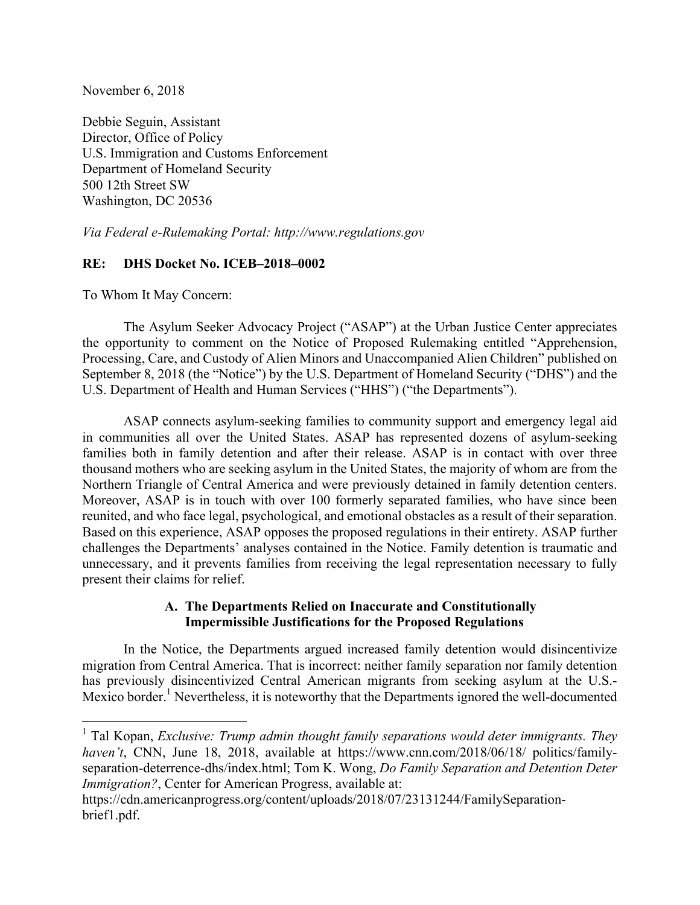November 6, 2018

Debbie Seguin, Assistant
Director, Office of Policy
U.S. Immigration and Customs Enforcement
Department of Homeland Security
500 12th Street SW
Washington, DC 20536

*Via Federal e-Rulemaking Portal: http://www.regulations.gov*

**RE: DHS Docket No. ICEB–2018–0002**

To Whom It May Concern:

The Asylum Seeker Advocacy Project ("ASAP") at the Urban Justice Center appreciates the opportunity to comment on the Notice of Proposed Rulemaking entitled "Apprehension, Processing, Care, and Custody of Alien Minors and Unaccompanied Alien Children" published on September 8, 2018 (the "Notice") by the U.S. Department of Homeland Security ("DHS") and the U.S. Department of Health and Human Services ("HHS") ("the Departments").

ASAP connects asylum-seeking families to community support and emergency legal aid in communities all over the United States. ASAP has represented dozens of asylum-seeking families both in family detention and after their release. ASAP is in contact with over three thousand mothers who are seeking asylum in the United States, the majority of whom are from the Northern Triangle of Central America and were previously detained in family detention centers. Moreover, ASAP is in touch with over 100 formerly separated families, who have since been reunited, and who face legal, psychological, and emotional obstacles as a result of their separation. Based on this experience, ASAP opposes the proposed regulations in their entirety. ASAP further challenges the Departments' analyses contained in the Notice. Family detention is traumatic and unnecessary, and it prevents families from receiving the legal representation necessary to fully present their claims for relief.

### A. The Departments Relied on Inaccurate and Constitutionally Impermissible Justifications for the Proposed Regulations

In the Notice, the Departments argued increased family detention would disincentivize migration from Central America. That is incorrect: neither family separation nor family detention has previously disincentivized Central American migrants from seeking asylum at the U.S.-Mexico border.[1] Nevertheless, it is noteworthy that the Departments ignored the well-documented

[1] Tal Kopan, *Exclusive: Trump admin thought family separations would deter immigrants. They haven't*, CNN, June 18, 2018, available at https://www.cnn.com/2018/06/18/ politics/family-separation-deterrence-dhs/index.html; Tom K. Wong, *Do Family Separation and Detention Deter Immigration?*, Center for American Progress, available at: https://cdn.americanprogress.org/content/uploads/2018/07/23131244/FamilySeparation-brief1.pdf.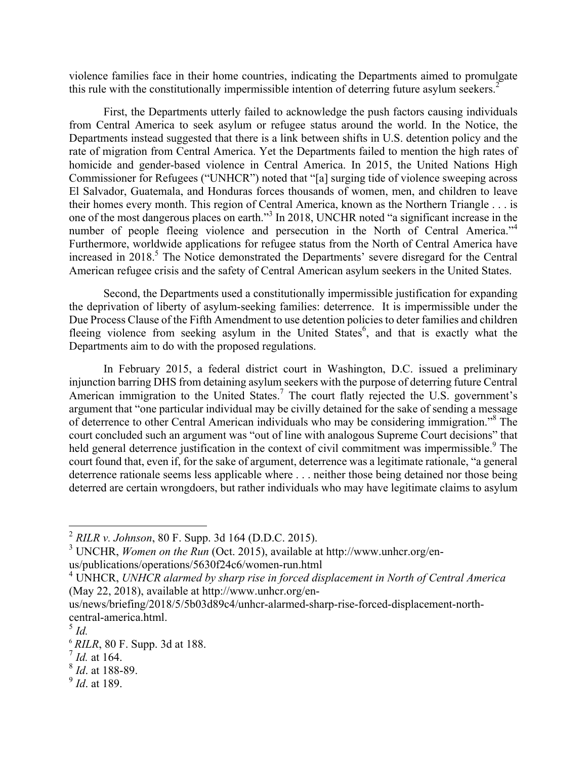violence families face in their home countries, indicating the Departments aimed to promulgate this rule with the constitutionally impermissible intention of deterring future asylum seekers.[2]

First, the Departments utterly failed to acknowledge the push factors causing individuals from Central America to seek asylum or refugee status around the world. In the Notice, the Departments instead suggested that there is a link between shifts in U.S. detention policy and the rate of migration from Central America. Yet the Departments failed to mention the high rates of homicide and gender-based violence in Central America. In 2015, the United Nations High Commissioner for Refugees ("UNHCR") noted that "[a] surging tide of violence sweeping across El Salvador, Guatemala, and Honduras forces thousands of women, men, and children to leave their homes every month. This region of Central America, known as the Northern Triangle . . . is one of the most dangerous places on earth."[3] In 2018, UNCHR noted "a significant increase in the number of people fleeing violence and persecution in the North of Central America."[4] Furthermore, worldwide applications for refugee status from the North of Central America have increased in 2018.[5] The Notice demonstrated the Departments' severe disregard for the Central American refugee crisis and the safety of Central American asylum seekers in the United States.

Second, the Departments used a constitutionally impermissible justification for expanding the deprivation of liberty of asylum-seeking families: deterrence. It is impermissible under the Due Process Clause of the Fifth Amendment to use detention policies to deter families and children fleeing violence from seeking asylum in the United States[6], and that is exactly what the Departments aim to do with the proposed regulations.

In February 2015, a federal district court in Washington, D.C. issued a preliminary injunction barring DHS from detaining asylum seekers with the purpose of deterring future Central American immigration to the United States.[7] The court flatly rejected the U.S. government's argument that "one particular individual may be civilly detained for the sake of sending a message of deterrence to other Central American individuals who may be considering immigration."[8] The court concluded such an argument was "out of line with analogous Supreme Court decisions" that held general deterrence justification in the context of civil commitment was impermissible.[9] The court found that, even if, for the sake of argument, deterrence was a legitimate rationale, "a general deterrence rationale seems less applicable where . . . neither those being detained nor those being deterred are certain wrongdoers, but rather individuals who may have legitimate claims to asylum

---

[2] *RILR v. Johnson*, 80 F. Supp. 3d 164 (D.D.C. 2015).

[3] UNCHR, *Women on the Run* (Oct. 2015), available at http://www.unhcr.org/en-us/publications/operations/5630f24c6/women-run.html

[4] UNHCR, *UNHCR alarmed by sharp rise in forced displacement in North of Central America* (May 22, 2018), available at http://www.unhcr.org/en-us/news/briefing/2018/5/5b03d89c4/unhcr-alarmed-sharp-rise-forced-displacement-north-central-america.html.

[5] *Id.*

[6] *RILR*, 80 F. Supp. 3d at 188.

[7] *Id.* at 164.

[8] *Id*. at 188-89.

[9] *Id*. at 189.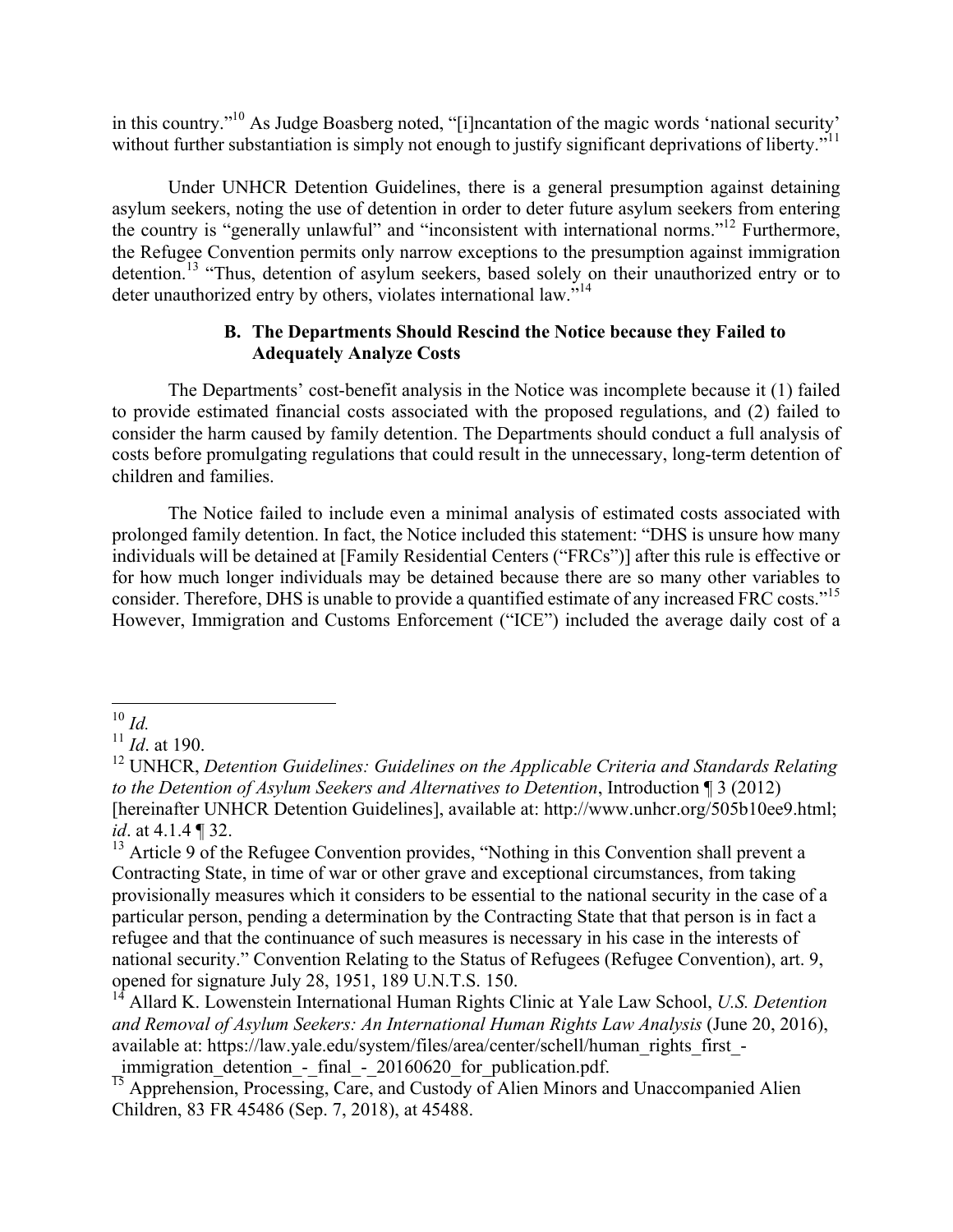in this country."[10] As Judge Boasberg noted, "[i]ncantation of the magic words 'national security' without further substantiation is simply not enough to justify significant deprivations of liberty."[11]

Under UNHCR Detention Guidelines, there is a general presumption against detaining asylum seekers, noting the use of detention in order to deter future asylum seekers from entering the country is "generally unlawful" and "inconsistent with international norms."[12] Furthermore, the Refugee Convention permits only narrow exceptions to the presumption against immigration detention.[13] "Thus, detention of asylum seekers, based solely on their unauthorized entry or to deter unauthorized entry by others, violates international law."[14]

### B. The Departments Should Rescind the Notice because they Failed to Adequately Analyze Costs

The Departments' cost-benefit analysis in the Notice was incomplete because it (1) failed to provide estimated financial costs associated with the proposed regulations, and (2) failed to consider the harm caused by family detention. The Departments should conduct a full analysis of costs before promulgating regulations that could result in the unnecessary, long-term detention of children and families.

The Notice failed to include even a minimal analysis of estimated costs associated with prolonged family detention. In fact, the Notice included this statement: "DHS is unsure how many individuals will be detained at [Family Residential Centers ("FRCs")] after this rule is effective or for how much longer individuals may be detained because there are so many other variables to consider. Therefore, DHS is unable to provide a quantified estimate of any increased FRC costs."[15] However, Immigration and Customs Enforcement ("ICE") included the average daily cost of a

---

[10] *Id.*

[11] *Id*. at 190.

[12] UNHCR, *Detention Guidelines: Guidelines on the Applicable Criteria and Standards Relating to the Detention of Asylum Seekers and Alternatives to Detention*, Introduction ¶ 3 (2012) [hereinafter UNHCR Detention Guidelines], available at: http://www.unhcr.org/505b10ee9.html; *id*. at 4.1.4 ¶ 32.

[13] Article 9 of the Refugee Convention provides, "Nothing in this Convention shall prevent a Contracting State, in time of war or other grave and exceptional circumstances, from taking provisionally measures which it considers to be essential to the national security in the case of a particular person, pending a determination by the Contracting State that that person is in fact a refugee and that the continuance of such measures is necessary in his case in the interests of national security." Convention Relating to the Status of Refugees (Refugee Convention), art. 9, opened for signature July 28, 1951, 189 U.N.T.S. 150.

[14] Allard K. Lowenstein International Human Rights Clinic at Yale Law School, *U.S. Detention and Removal of Asylum Seekers: An International Human Rights Law Analysis* (June 20, 2016), available at: https://law.yale.edu/system/files/area/center/schell/human_rights_first_-_immigration_detention_-_final_-_20160620_for_publication.pdf.

[15] Apprehension, Processing, Care, and Custody of Alien Minors and Unaccompanied Alien Children, 83 FR 45486 (Sep. 7, 2018), at 45488.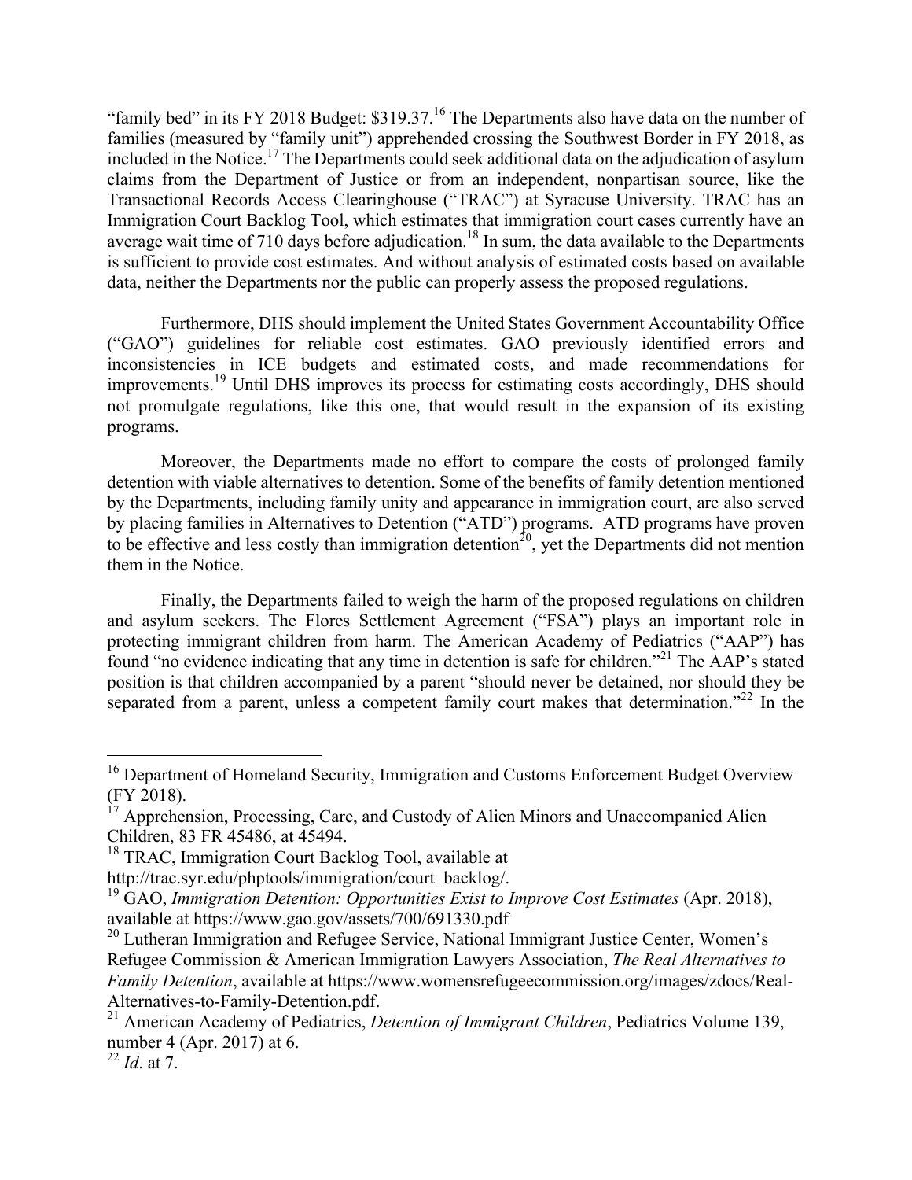"family bed" in its FY 2018 Budget: $319.37.[16] The Departments also have data on the number of families (measured by "family unit") apprehended crossing the Southwest Border in FY 2018, as included in the Notice.[17] The Departments could seek additional data on the adjudication of asylum claims from the Department of Justice or from an independent, nonpartisan source, like the Transactional Records Access Clearinghouse ("TRAC") at Syracuse University. TRAC has an Immigration Court Backlog Tool, which estimates that immigration court cases currently have an average wait time of 710 days before adjudication.[18] In sum, the data available to the Departments is sufficient to provide cost estimates. And without analysis of estimated costs based on available data, neither the Departments nor the public can properly assess the proposed regulations.

Furthermore, DHS should implement the United States Government Accountability Office ("GAO") guidelines for reliable cost estimates. GAO previously identified errors and inconsistencies in ICE budgets and estimated costs, and made recommendations for improvements.[19] Until DHS improves its process for estimating costs accordingly, DHS should not promulgate regulations, like this one, that would result in the expansion of its existing programs.

Moreover, the Departments made no effort to compare the costs of prolonged family detention with viable alternatives to detention. Some of the benefits of family detention mentioned by the Departments, including family unity and appearance in immigration court, are also served by placing families in Alternatives to Detention ("ATD") programs. ATD programs have proven to be effective and less costly than immigration detention[20], yet the Departments did not mention them in the Notice.

Finally, the Departments failed to weigh the harm of the proposed regulations on children and asylum seekers. The Flores Settlement Agreement ("FSA") plays an important role in protecting immigrant children from harm. The American Academy of Pediatrics ("AAP") has found "no evidence indicating that any time in detention is safe for children."[21] The AAP's stated position is that children accompanied by a parent "should never be detained, nor should they be separated from a parent, unless a competent family court makes that determination."[22] In the

---

[16] Department of Homeland Security, Immigration and Customs Enforcement Budget Overview (FY 2018).

[17] Apprehension, Processing, Care, and Custody of Alien Minors and Unaccompanied Alien Children, 83 FR 45486, at 45494.

[18] TRAC, Immigration Court Backlog Tool, available at http://trac.syr.edu/phptools/immigration/court_backlog/.

[19] GAO, *Immigration Detention: Opportunities Exist to Improve Cost Estimates* (Apr. 2018), available at https://www.gao.gov/assets/700/691330.pdf

[20] Lutheran Immigration and Refugee Service, National Immigrant Justice Center, Women's Refugee Commission & American Immigration Lawyers Association, *The Real Alternatives to Family Detention*, available at https://www.womensrefugeecommission.org/images/zdocs/Real-Alternatives-to-Family-Detention.pdf.

[21] American Academy of Pediatrics, *Detention of Immigrant Children*, Pediatrics Volume 139, number 4 (Apr. 2017) at 6.

[22] *Id*. at 7.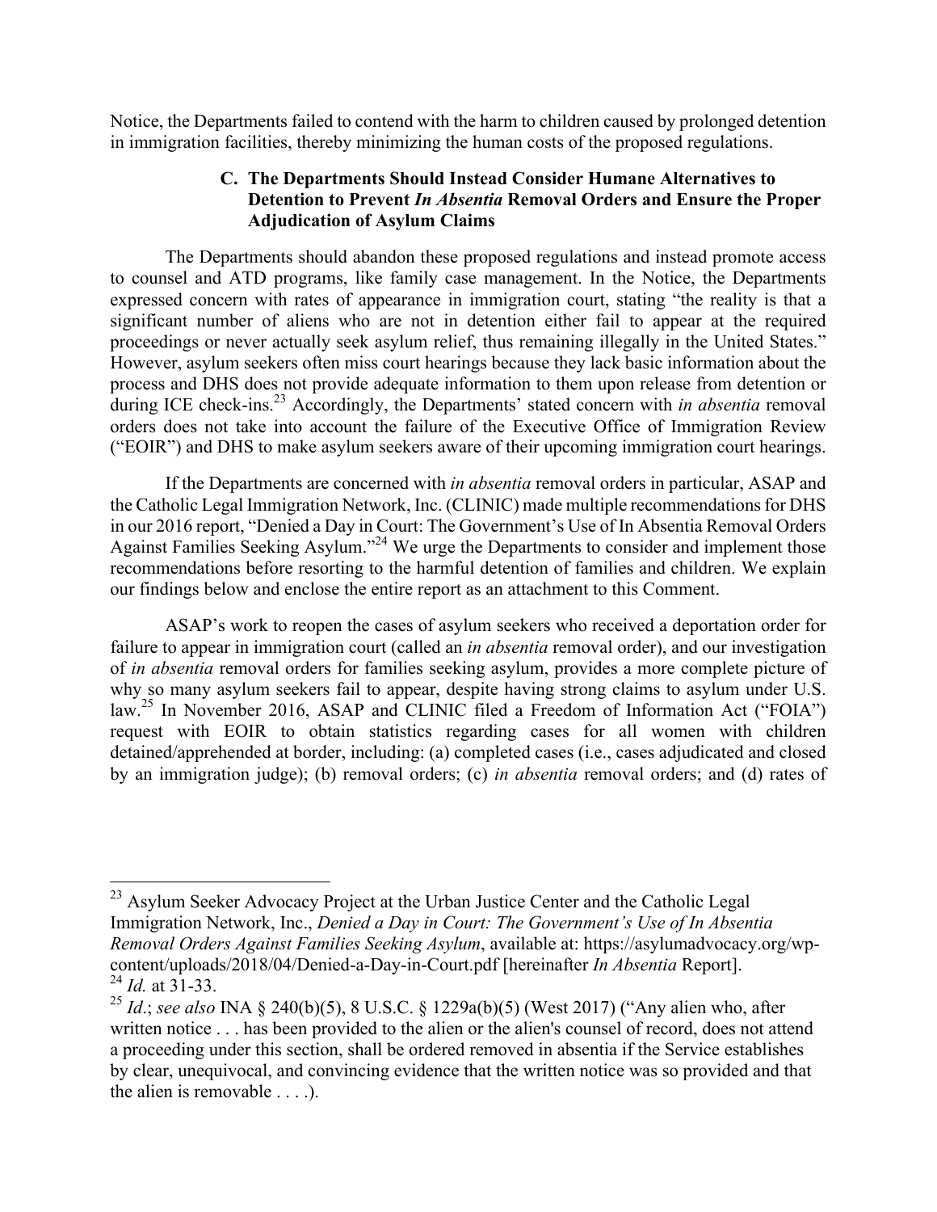Notice, the Departments failed to contend with the harm to children caused by prolonged detention in immigration facilities, thereby minimizing the human costs of the proposed regulations.

### C. The Departments Should Instead Consider Humane Alternatives to Detention to Prevent *In Absentia* Removal Orders and Ensure the Proper Adjudication of Asylum Claims

The Departments should abandon these proposed regulations and instead promote access to counsel and ATD programs, like family case management. In the Notice, the Departments expressed concern with rates of appearance in immigration court, stating "the reality is that a significant number of aliens who are not in detention either fail to appear at the required proceedings or never actually seek asylum relief, thus remaining illegally in the United States." However, asylum seekers often miss court hearings because they lack basic information about the process and DHS does not provide adequate information to them upon release from detention or during ICE check-ins.[23] Accordingly, the Departments' stated concern with *in absentia* removal orders does not take into account the failure of the Executive Office of Immigration Review ("EOIR") and DHS to make asylum seekers aware of their upcoming immigration court hearings.

If the Departments are concerned with *in absentia* removal orders in particular, ASAP and the Catholic Legal Immigration Network, Inc. (CLINIC) made multiple recommendations for DHS in our 2016 report, "Denied a Day in Court: The Government's Use of In Absentia Removal Orders Against Families Seeking Asylum."[24] We urge the Departments to consider and implement those recommendations before resorting to the harmful detention of families and children. We explain our findings below and enclose the entire report as an attachment to this Comment.

ASAP's work to reopen the cases of asylum seekers who received a deportation order for failure to appear in immigration court (called an *in absentia* removal order), and our investigation of *in absentia* removal orders for families seeking asylum, provides a more complete picture of why so many asylum seekers fail to appear, despite having strong claims to asylum under U.S. law.[25] In November 2016, ASAP and CLINIC filed a Freedom of Information Act ("FOIA") request with EOIR to obtain statistics regarding cases for all women with children detained/apprehended at border, including: (a) completed cases (i.e., cases adjudicated and closed by an immigration judge); (b) removal orders; (c) *in absentia* removal orders; and (d) rates of

---

[23] Asylum Seeker Advocacy Project at the Urban Justice Center and the Catholic Legal Immigration Network, Inc., *Denied a Day in Court: The Government's Use of In Absentia Removal Orders Against Families Seeking Asylum*, available at: https://asylumadvocacy.org/wp-content/uploads/2018/04/Denied-a-Day-in-Court.pdf [hereinafter *In Absentia* Report].

[24] *Id.* at 31-33.

[25] *Id*.; *see also* INA § 240(b)(5), 8 U.S.C. § 1229a(b)(5) (West 2017) ("Any alien who, after written notice . . . has been provided to the alien or the alien's counsel of record, does not attend a proceeding under this section, shall be ordered removed in absentia if the Service establishes by clear, unequivocal, and convincing evidence that the written notice was so provided and that the alien is removable . . . .).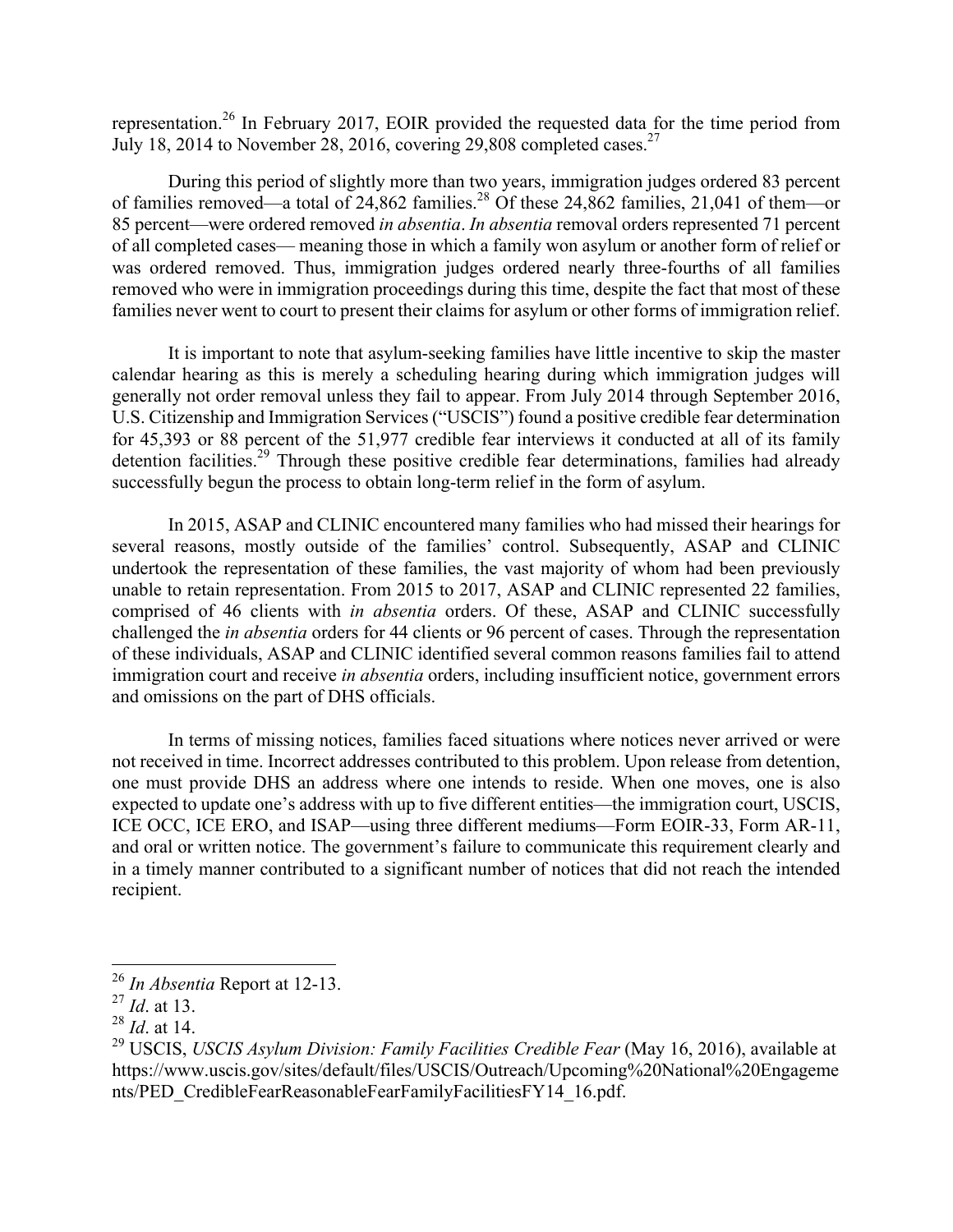representation.[26] In February 2017, EOIR provided the requested data for the time period from July 18, 2014 to November 28, 2016, covering 29,808 completed cases.[27]

During this period of slightly more than two years, immigration judges ordered 83 percent of families removed—a total of 24,862 families.[28] Of these 24,862 families, 21,041 of them—or 85 percent—were ordered removed *in absentia*. *In absentia* removal orders represented 71 percent of all completed cases— meaning those in which a family won asylum or another form of relief or was ordered removed. Thus, immigration judges ordered nearly three-fourths of all families removed who were in immigration proceedings during this time, despite the fact that most of these families never went to court to present their claims for asylum or other forms of immigration relief.

It is important to note that asylum-seeking families have little incentive to skip the master calendar hearing as this is merely a scheduling hearing during which immigration judges will generally not order removal unless they fail to appear. From July 2014 through September 2016, U.S. Citizenship and Immigration Services ("USCIS") found a positive credible fear determination for 45,393 or 88 percent of the 51,977 credible fear interviews it conducted at all of its family detention facilities.[29] Through these positive credible fear determinations, families had already successfully begun the process to obtain long-term relief in the form of asylum.

In 2015, ASAP and CLINIC encountered many families who had missed their hearings for several reasons, mostly outside of the families' control. Subsequently, ASAP and CLINIC undertook the representation of these families, the vast majority of whom had been previously unable to retain representation. From 2015 to 2017, ASAP and CLINIC represented 22 families, comprised of 46 clients with *in absentia* orders. Of these, ASAP and CLINIC successfully challenged the *in absentia* orders for 44 clients or 96 percent of cases. Through the representation of these individuals, ASAP and CLINIC identified several common reasons families fail to attend immigration court and receive *in absentia* orders, including insufficient notice, government errors and omissions on the part of DHS officials.

In terms of missing notices, families faced situations where notices never arrived or were not received in time. Incorrect addresses contributed to this problem. Upon release from detention, one must provide DHS an address where one intends to reside. When one moves, one is also expected to update one's address with up to five different entities—the immigration court, USCIS, ICE OCC, ICE ERO, and ISAP—using three different mediums—Form EOIR-33, Form AR-11, and oral or written notice. The government's failure to communicate this requirement clearly and in a timely manner contributed to a significant number of notices that did not reach the intended recipient.

---

[26] *In Absentia* Report at 12-13.

[27] *Id*. at 13.

[28] *Id*. at 14.

[29] USCIS, *USCIS Asylum Division: Family Facilities Credible Fear* (May 16, 2016), available at https://www.uscis.gov/sites/default/files/USCIS/Outreach/Upcoming%20National%20Engagements/PED_CredibleFearReasonableFearFamilyFacilitiesFY14_16.pdf.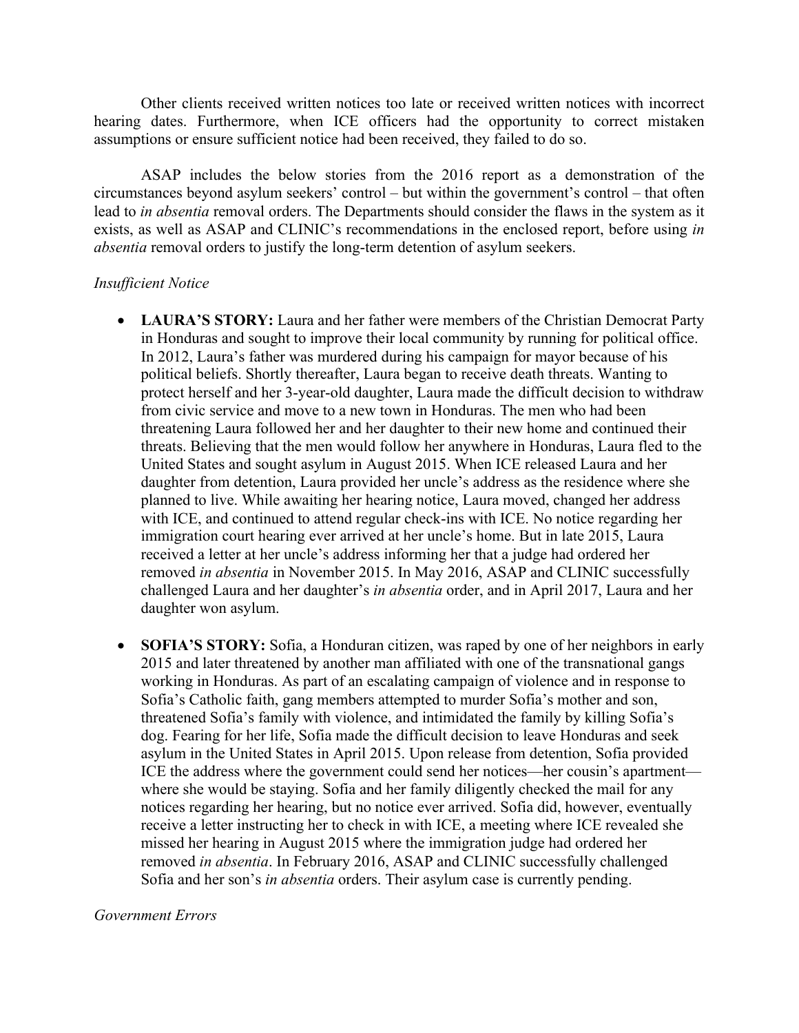Other clients received written notices too late or received written notices with incorrect hearing dates. Furthermore, when ICE officers had the opportunity to correct mistaken assumptions or ensure sufficient notice had been received, they failed to do so.

ASAP includes the below stories from the 2016 report as a demonstration of the circumstances beyond asylum seekers' control – but within the government's control – that often lead to *in absentia* removal orders. The Departments should consider the flaws in the system as it exists, as well as ASAP and CLINIC's recommendations in the enclosed report, before using *in absentia* removal orders to justify the long-term detention of asylum seekers.

*Insufficient Notice*

- **LAURA'S STORY:** Laura and her father were members of the Christian Democrat Party in Honduras and sought to improve their local community by running for political office. In 2012, Laura's father was murdered during his campaign for mayor because of his political beliefs. Shortly thereafter, Laura began to receive death threats. Wanting to protect herself and her 3-year-old daughter, Laura made the difficult decision to withdraw from civic service and move to a new town in Honduras. The men who had been threatening Laura followed her and her daughter to their new home and continued their threats. Believing that the men would follow her anywhere in Honduras, Laura fled to the United States and sought asylum in August 2015. When ICE released Laura and her daughter from detention, Laura provided her uncle's address as the residence where she planned to live. While awaiting her hearing notice, Laura moved, changed her address with ICE, and continued to attend regular check-ins with ICE. No notice regarding her immigration court hearing ever arrived at her uncle's home. But in late 2015, Laura received a letter at her uncle's address informing her that a judge had ordered her removed *in absentia* in November 2015. In May 2016, ASAP and CLINIC successfully challenged Laura and her daughter's *in absentia* order, and in April 2017, Laura and her daughter won asylum.

- **SOFIA'S STORY:** Sofia, a Honduran citizen, was raped by one of her neighbors in early 2015 and later threatened by another man affiliated with one of the transnational gangs working in Honduras. As part of an escalating campaign of violence and in response to Sofia's Catholic faith, gang members attempted to murder Sofia's mother and son, threatened Sofia's family with violence, and intimidated the family by killing Sofia's dog. Fearing for her life, Sofia made the difficult decision to leave Honduras and seek asylum in the United States in April 2015. Upon release from detention, Sofia provided ICE the address where the government could send her notices—her cousin's apartment—where she would be staying. Sofia and her family diligently checked the mail for any notices regarding her hearing, but no notice ever arrived. Sofia did, however, eventually receive a letter instructing her to check in with ICE, a meeting where ICE revealed she missed her hearing in August 2015 where the immigration judge had ordered her removed *in absentia*. In February 2016, ASAP and CLINIC successfully challenged Sofia and her son's *in absentia* orders. Their asylum case is currently pending.

*Government Errors*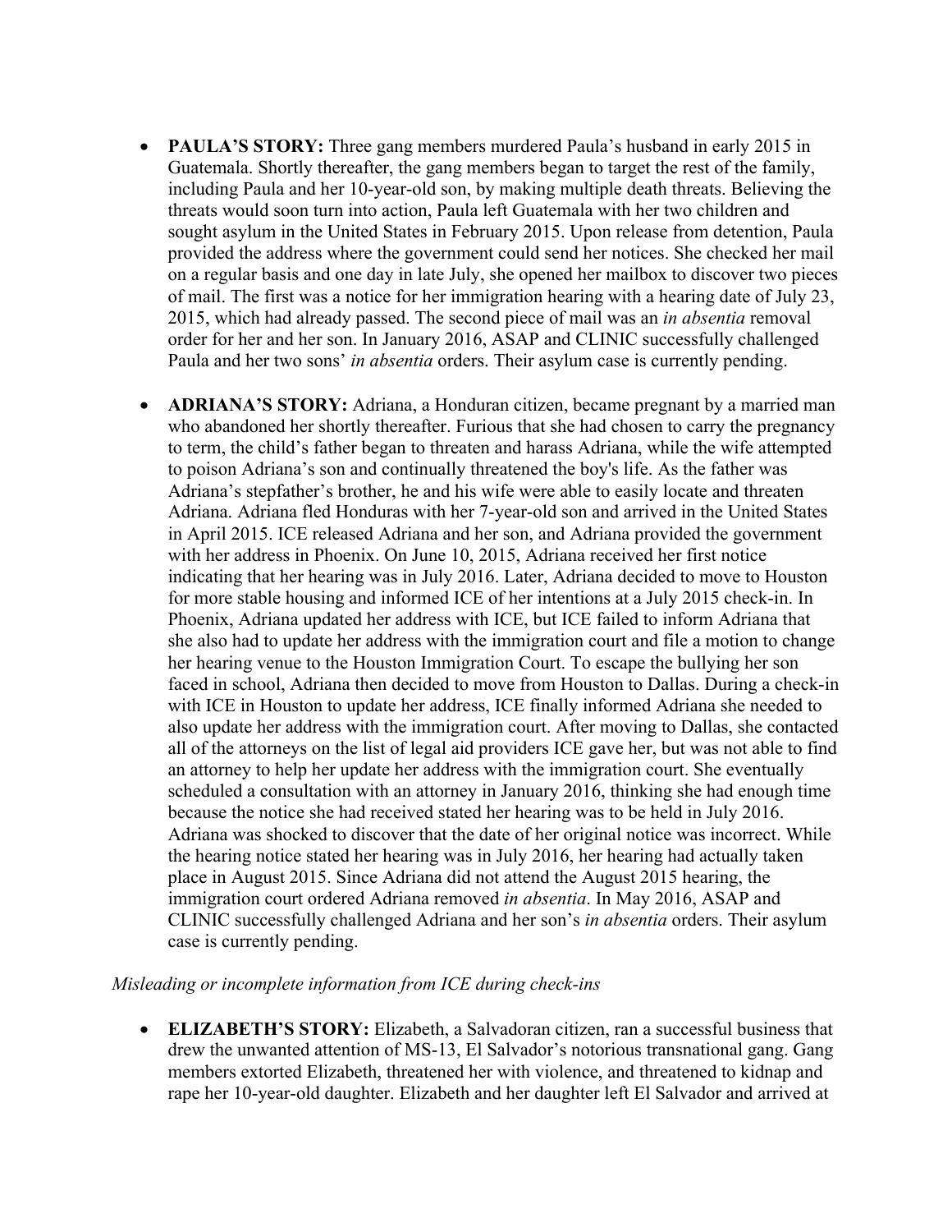- **PAULA'S STORY:** Three gang members murdered Paula's husband in early 2015 in Guatemala. Shortly thereafter, the gang members began to target the rest of the family, including Paula and her 10-year-old son, by making multiple death threats. Believing the threats would soon turn into action, Paula left Guatemala with her two children and sought asylum in the United States in February 2015. Upon release from detention, Paula provided the address where the government could send her notices. She checked her mail on a regular basis and one day in late July, she opened her mailbox to discover two pieces of mail. The first was a notice for her immigration hearing with a hearing date of July 23, 2015, which had already passed. The second piece of mail was an *in absentia* removal order for her and her son. In January 2016, ASAP and CLINIC successfully challenged Paula and her two sons' *in absentia* orders. Their asylum case is currently pending.

- **ADRIANA'S STORY:** Adriana, a Honduran citizen, became pregnant by a married man who abandoned her shortly thereafter. Furious that she had chosen to carry the pregnancy to term, the child's father began to threaten and harass Adriana, while the wife attempted to poison Adriana's son and continually threatened the boy's life. As the father was Adriana's stepfather's brother, he and his wife were able to easily locate and threaten Adriana. Adriana fled Honduras with her 7-year-old son and arrived in the United States in April 2015. ICE released Adriana and her son, and Adriana provided the government with her address in Phoenix. On June 10, 2015, Adriana received her first notice indicating that her hearing was in July 2016. Later, Adriana decided to move to Houston for more stable housing and informed ICE of her intentions at a July 2015 check-in. In Phoenix, Adriana updated her address with ICE, but ICE failed to inform Adriana that she also had to update her address with the immigration court and file a motion to change her hearing venue to the Houston Immigration Court. To escape the bullying her son faced in school, Adriana then decided to move from Houston to Dallas. During a check-in with ICE in Houston to update her address, ICE finally informed Adriana she needed to also update her address with the immigration court. After moving to Dallas, she contacted all of the attorneys on the list of legal aid providers ICE gave her, but was not able to find an attorney to help her update her address with the immigration court. She eventually scheduled a consultation with an attorney in January 2016, thinking she had enough time because the notice she had received stated her hearing was to be held in July 2016. Adriana was shocked to discover that the date of her original notice was incorrect. While the hearing notice stated her hearing was in July 2016, her hearing had actually taken place in August 2015. Since Adriana did not attend the August 2015 hearing, the immigration court ordered Adriana removed *in absentia*. In May 2016, ASAP and CLINIC successfully challenged Adriana and her son's *in absentia* orders. Their asylum case is currently pending.

*Misleading or incomplete information from ICE during check-ins*

- **ELIZABETH'S STORY:** Elizabeth, a Salvadoran citizen, ran a successful business that drew the unwanted attention of MS-13, El Salvador's notorious transnational gang. Gang members extorted Elizabeth, threatened her with violence, and threatened to kidnap and rape her 10-year-old daughter. Elizabeth and her daughter left El Salvador and arrived at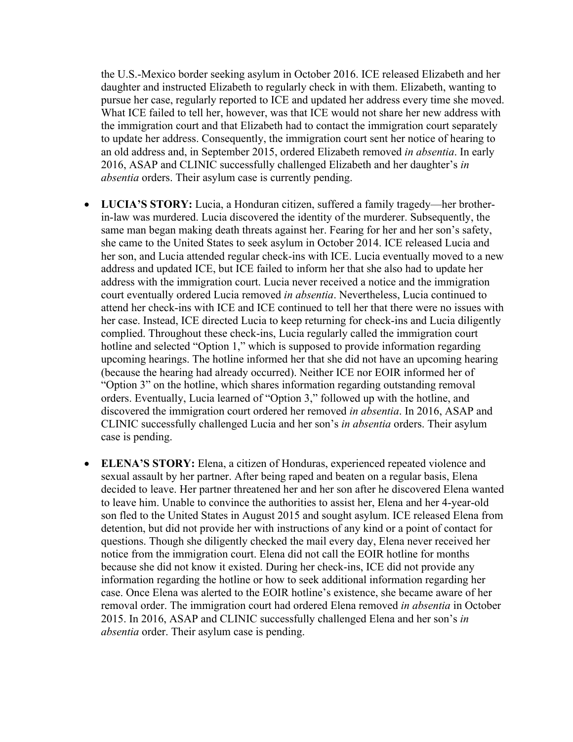the U.S.-Mexico border seeking asylum in October 2016. ICE released Elizabeth and her daughter and instructed Elizabeth to regularly check in with them. Elizabeth, wanting to pursue her case, regularly reported to ICE and updated her address every time she moved. What ICE failed to tell her, however, was that ICE would not share her new address with the immigration court and that Elizabeth had to contact the immigration court separately to update her address. Consequently, the immigration court sent her notice of hearing to an old address and, in September 2015, ordered Elizabeth removed *in absentia*. In early 2016, ASAP and CLINIC successfully challenged Elizabeth and her daughter's *in absentia* orders. Their asylum case is currently pending.

- **LUCIA'S STORY:** Lucia, a Honduran citizen, suffered a family tragedy—her brother-in-law was murdered. Lucia discovered the identity of the murderer. Subsequently, the same man began making death threats against her. Fearing for her and her son's safety, she came to the United States to seek asylum in October 2014. ICE released Lucia and her son, and Lucia attended regular check-ins with ICE. Lucia eventually moved to a new address and updated ICE, but ICE failed to inform her that she also had to update her address with the immigration court. Lucia never received a notice and the immigration court eventually ordered Lucia removed *in absentia*. Nevertheless, Lucia continued to attend her check-ins with ICE and ICE continued to tell her that there were no issues with her case. Instead, ICE directed Lucia to keep returning for check-ins and Lucia diligently complied. Throughout these check-ins, Lucia regularly called the immigration court hotline and selected "Option 1," which is supposed to provide information regarding upcoming hearings. The hotline informed her that she did not have an upcoming hearing (because the hearing had already occurred). Neither ICE nor EOIR informed her of "Option 3" on the hotline, which shares information regarding outstanding removal orders. Eventually, Lucia learned of "Option 3," followed up with the hotline, and discovered the immigration court ordered her removed *in absentia*. In 2016, ASAP and CLINIC successfully challenged Lucia and her son's *in absentia* orders. Their asylum case is pending.

- **ELENA'S STORY:** Elena, a citizen of Honduras, experienced repeated violence and sexual assault by her partner. After being raped and beaten on a regular basis, Elena decided to leave. Her partner threatened her and her son after he discovered Elena wanted to leave him. Unable to convince the authorities to assist her, Elena and her 4-year-old son fled to the United States in August 2015 and sought asylum. ICE released Elena from detention, but did not provide her with instructions of any kind or a point of contact for questions. Though she diligently checked the mail every day, Elena never received her notice from the immigration court. Elena did not call the EOIR hotline for months because she did not know it existed. During her check-ins, ICE did not provide any information regarding the hotline or how to seek additional information regarding her case. Once Elena was alerted to the EOIR hotline's existence, she became aware of her removal order. The immigration court had ordered Elena removed *in absentia* in October 2015. In 2016, ASAP and CLINIC successfully challenged Elena and her son's *in absentia* order. Their asylum case is pending.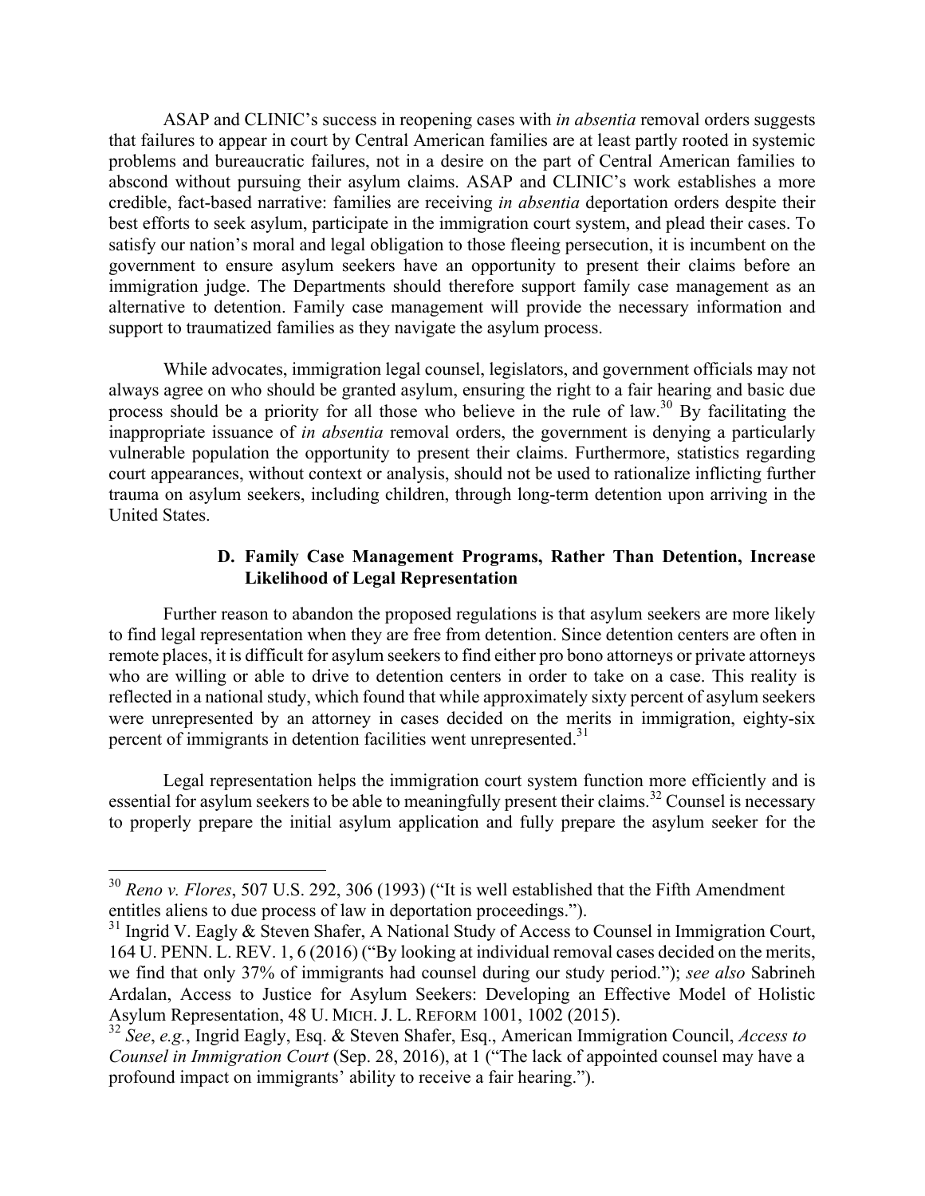ASAP and CLINIC's success in reopening cases with *in absentia* removal orders suggests that failures to appear in court by Central American families are at least partly rooted in systemic problems and bureaucratic failures, not in a desire on the part of Central American families to abscond without pursuing their asylum claims. ASAP and CLINIC's work establishes a more credible, fact-based narrative: families are receiving *in absentia* deportation orders despite their best efforts to seek asylum, participate in the immigration court system, and plead their cases. To satisfy our nation's moral and legal obligation to those fleeing persecution, it is incumbent on the government to ensure asylum seekers have an opportunity to present their claims before an immigration judge. The Departments should therefore support family case management as an alternative to detention. Family case management will provide the necessary information and support to traumatized families as they navigate the asylum process.

While advocates, immigration legal counsel, legislators, and government officials may not always agree on who should be granted asylum, ensuring the right to a fair hearing and basic due process should be a priority for all those who believe in the rule of law.[30] By facilitating the inappropriate issuance of *in absentia* removal orders, the government is denying a particularly vulnerable population the opportunity to present their claims. Furthermore, statistics regarding court appearances, without context or analysis, should not be used to rationalize inflicting further trauma on asylum seekers, including children, through long-term detention upon arriving in the United States.

### D. Family Case Management Programs, Rather Than Detention, Increase Likelihood of Legal Representation

Further reason to abandon the proposed regulations is that asylum seekers are more likely to find legal representation when they are free from detention. Since detention centers are often in remote places, it is difficult for asylum seekers to find either pro bono attorneys or private attorneys who are willing or able to drive to detention centers in order to take on a case. This reality is reflected in a national study, which found that while approximately sixty percent of asylum seekers were unrepresented by an attorney in cases decided on the merits in immigration, eighty-six percent of immigrants in detention facilities went unrepresented.[31]

Legal representation helps the immigration court system function more efficiently and is essential for asylum seekers to be able to meaningfully present their claims.[32] Counsel is necessary to properly prepare the initial asylum application and fully prepare the asylum seeker for the

---

[30] *Reno v. Flores*, 507 U.S. 292, 306 (1993) ("It is well established that the Fifth Amendment entitles aliens to due process of law in deportation proceedings.").

[31] Ingrid V. Eagly & Steven Shafer, A National Study of Access to Counsel in Immigration Court, 164 U. PENN. L. REV. 1, 6 (2016) ("By looking at individual removal cases decided on the merits, we find that only 37% of immigrants had counsel during our study period."); *see also* Sabrineh Ardalan, Access to Justice for Asylum Seekers: Developing an Effective Model of Holistic Asylum Representation, 48 U. MICH. J. L. REFORM 1001, 1002 (2015).

[32] *See*, *e.g.*, Ingrid Eagly, Esq. & Steven Shafer, Esq., American Immigration Council, *Access to Counsel in Immigration Court* (Sep. 28, 2016), at 1 ("The lack of appointed counsel may have a profound impact on immigrants' ability to receive a fair hearing.").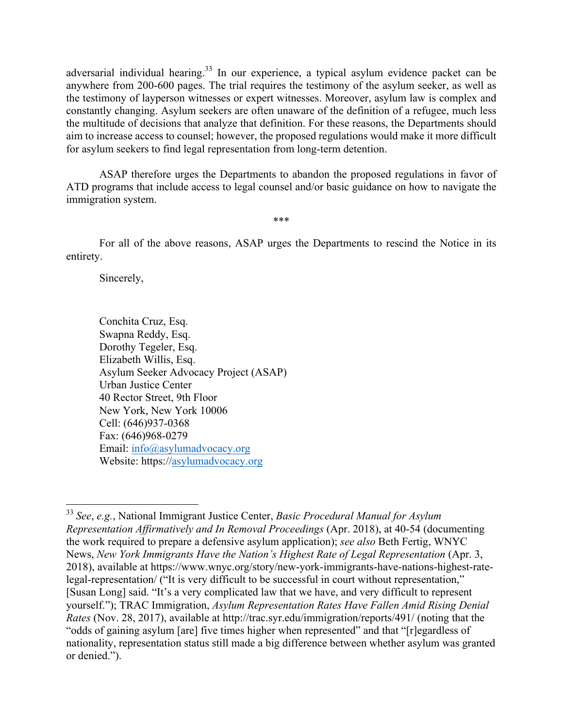adversarial individual hearing.[33] In our experience, a typical asylum evidence packet can be anywhere from 200-600 pages. The trial requires the testimony of the asylum seeker, as well as the testimony of layperson witnesses or expert witnesses. Moreover, asylum law is complex and constantly changing. Asylum seekers are often unaware of the definition of a refugee, much less the multitude of decisions that analyze that definition. For these reasons, the Departments should aim to increase access to counsel; however, the proposed regulations would make it more difficult for asylum seekers to find legal representation from long-term detention.

ASAP therefore urges the Departments to abandon the proposed regulations in favor of ATD programs that include access to legal counsel and/or basic guidance on how to navigate the immigration system.

\*\*\*

For all of the above reasons, ASAP urges the Departments to rescind the Notice in its entirety.

Sincerely,

Conchita Cruz, Esq.
Swapna Reddy, Esq.
Dorothy Tegeler, Esq.
Elizabeth Willis, Esq.
Asylum Seeker Advocacy Project (ASAP)
Urban Justice Center
40 Rector Street, 9th Floor
New York, New York 10006
Cell: (646)937-0368
Fax: (646)968-0279
Email: info@asylumadvocacy.org
Website: https://asylumadvocacy.org

---

[33] *See*, *e.g.*, National Immigrant Justice Center, *Basic Procedural Manual for Asylum Representation Affirmatively and In Removal Proceedings* (Apr. 2018), at 40-54 (documenting the work required to prepare a defensive asylum application); *see also* Beth Fertig, WNYC News, *New York Immigrants Have the Nation's Highest Rate of Legal Representation* (Apr. 3, 2018), available at https://www.wnyc.org/story/new-york-immigrants-have-nations-highest-rate-legal-representation/ ("It is very difficult to be successful in court without representation," [Susan Long] said. "It's a very complicated law that we have, and very difficult to represent yourself."); TRAC Immigration, *Asylum Representation Rates Have Fallen Amid Rising Denial Rates* (Nov. 28, 2017), available at http://trac.syr.edu/immigration/reports/491/ (noting that the "odds of gaining asylum [are] five times higher when represented" and that "[r]egardless of nationality, representation status still made a big difference between whether asylum was granted or denied.").